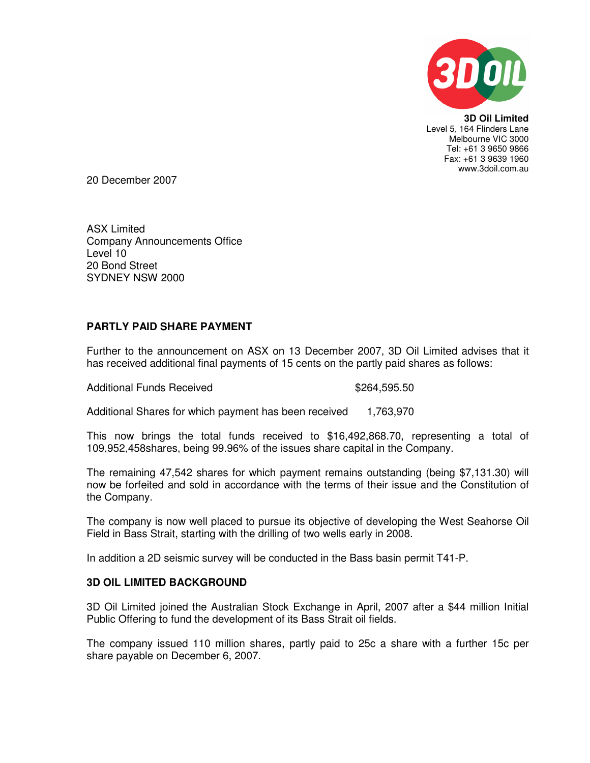**3D Oil Limited**
Level 5, 164 Flinders Lane
Melbourne VIC 3000
Tel: +61 3 9650 9866
Fax: +61 3 9639 1960
www.3doil.com.au

20 December 2007

ASX Limited
Company Announcements Office
Level 10
20 Bond Street
SYDNEY NSW 2000

## PARTLY PAID SHARE PAYMENT

Further to the announcement on ASX on 13 December 2007, 3D Oil Limited advises that it has received additional final payments of 15 cents on the partly paid shares as follows:

| | |
|---|---|
| Additional Funds Received | $264,595.50 |
| Additional Shares for which payment has been received | 1,763,970 |

This now brings the total funds received to $16,492,868.70, representing a total of 109,952,458shares, being 99.96% of the issues share capital in the Company.

The remaining 47,542 shares for which payment remains outstanding (being $7,131.30) will now be forfeited and sold in accordance with the terms of their issue and the Constitution of the Company.

The company is now well placed to pursue its objective of developing the West Seahorse Oil Field in Bass Strait, starting with the drilling of two wells early in 2008.

In addition a 2D seismic survey will be conducted in the Bass basin permit T41-P.

## 3D OIL LIMITED BACKGROUND

3D Oil Limited joined the Australian Stock Exchange in April, 2007 after a $44 million Initial Public Offering to fund the development of its Bass Strait oil fields.

The company issued 110 million shares, partly paid to 25c a share with a further 15c per share payable on December 6, 2007.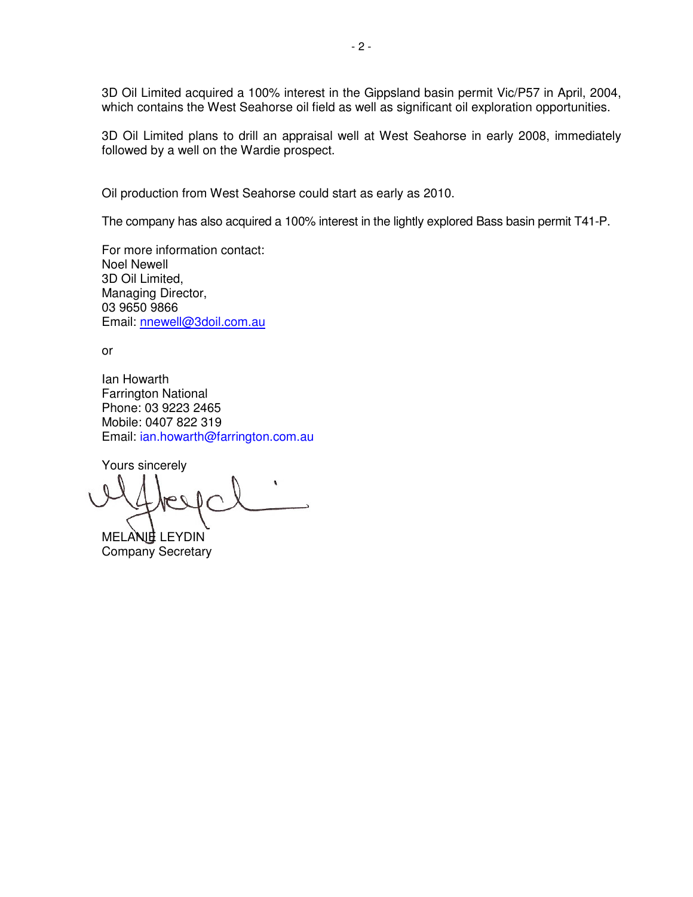3D Oil Limited acquired a 100% interest in the Gippsland basin permit Vic/P57 in April, 2004, which contains the West Seahorse oil field as well as significant oil exploration opportunities.

3D Oil Limited plans to drill an appraisal well at West Seahorse in early 2008, immediately followed by a well on the Wardie prospect.

Oil production from West Seahorse could start as early as 2010.

The company has also acquired a 100% interest in the lightly explored Bass basin permit T41-P.

For more information contact:
Noel Newell
3D Oil Limited,
Managing Director,
03 9650 9866
Email: nnewell@3doil.com.au

or

Ian Howarth
Farrington National
Phone: 03 9223 2465
Mobile: 0407 822 319
Email: ian.howarth@farrington.com.au

Yours sincerely

MELANIE LEYDIN
Company Secretary